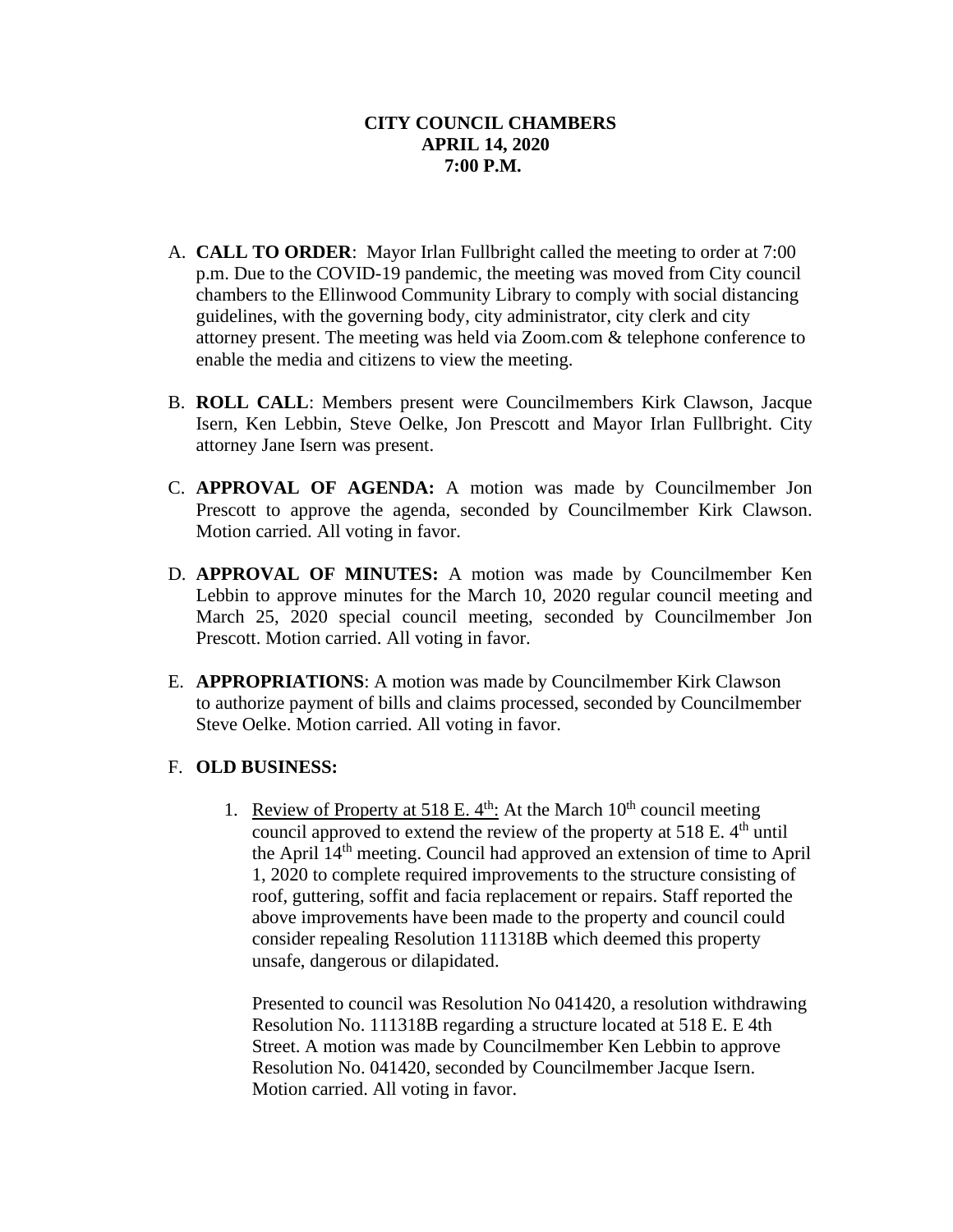**CITY COUNCIL CHAMBERS**
**APRIL 14, 2020**
**7:00 P.M.**

A. **CALL TO ORDER**: Mayor Irlan Fullbright called the meeting to order at 7:00 p.m. Due to the COVID-19 pandemic, the meeting was moved from City council chambers to the Ellinwood Community Library to comply with social distancing guidelines, with the governing body, city administrator, city clerk and city attorney present. The meeting was held via Zoom.com & telephone conference to enable the media and citizens to view the meeting.

B. **ROLL CALL**: Members present were Councilmembers Kirk Clawson, Jacque Isern, Ken Lebbin, Steve Oelke, Jon Prescott and Mayor Irlan Fullbright. City attorney Jane Isern was present.

C. **APPROVAL OF AGENDA:** A motion was made by Councilmember Jon Prescott to approve the agenda, seconded by Councilmember Kirk Clawson. Motion carried. All voting in favor.

D. **APPROVAL OF MINUTES:** A motion was made by Councilmember Ken Lebbin to approve minutes for the March 10, 2020 regular council meeting and March 25, 2020 special council meeting, seconded by Councilmember Jon Prescott. Motion carried. All voting in favor.

E. **APPROPRIATIONS**: A motion was made by Councilmember Kirk Clawson to authorize payment of bills and claims processed, seconded by Councilmember Steve Oelke. Motion carried. All voting in favor.

F. **OLD BUSINESS:**

1. Review of Property at 518 E. 4th: At the March 10th council meeting council approved to extend the review of the property at 518 E. 4th until the April 14th meeting. Council had approved an extension of time to April 1, 2020 to complete required improvements to the structure consisting of roof, guttering, soffit and facia replacement or repairs. Staff reported the above improvements have been made to the property and council could consider repealing Resolution 111318B which deemed this property unsafe, dangerous or dilapidated.

   Presented to council was Resolution No 041420, a resolution withdrawing Resolution No. 111318B regarding a structure located at 518 E. E 4th Street. A motion was made by Councilmember Ken Lebbin to approve Resolution No. 041420, seconded by Councilmember Jacque Isern. Motion carried. All voting in favor.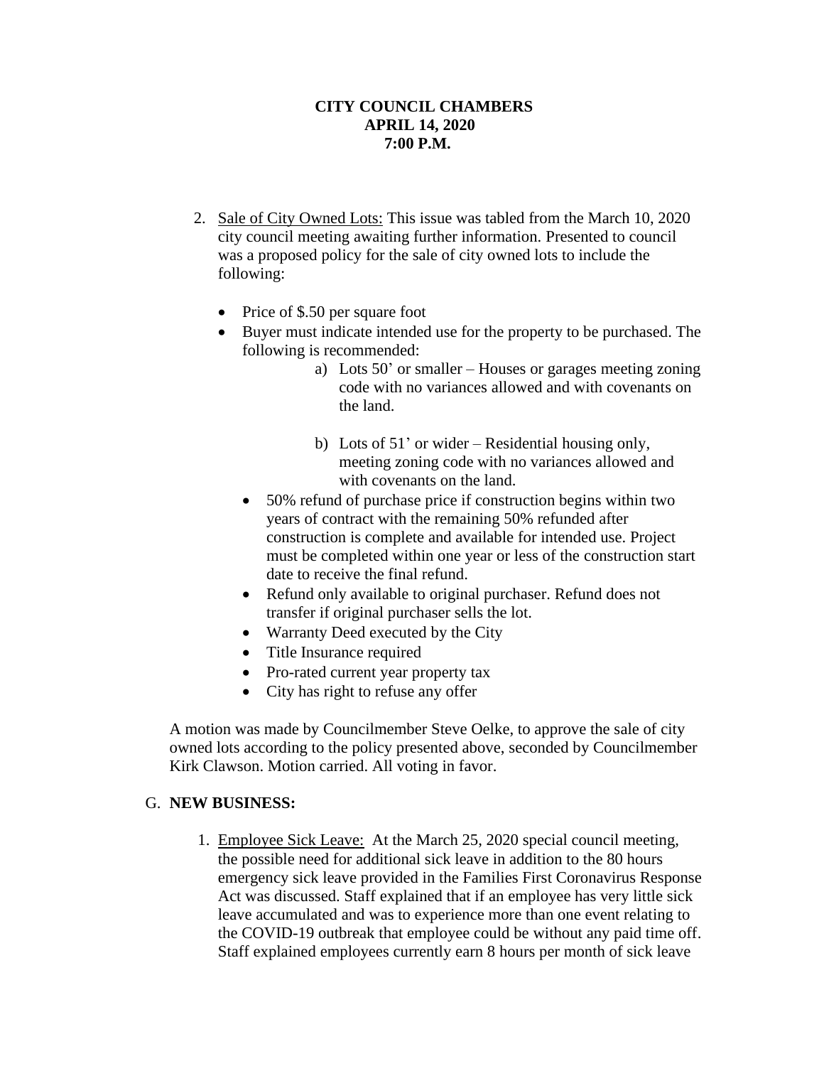**CITY COUNCIL CHAMBERS**
**APRIL 14, 2020**
**7:00 P.M.**

2. Sale of City Owned Lots: This issue was tabled from the March 10, 2020 city council meeting awaiting further information. Presented to council was a proposed policy for the sale of city owned lots to include the following:

   - Price of $.50 per square foot
   - Buyer must indicate intended use for the property to be purchased. The following is recommended:
     a) Lots 50' or smaller – Houses or garages meeting zoning code with no variances allowed and with covenants on the land.

     b) Lots of 51' or wider – Residential housing only, meeting zoning code with no variances allowed and with covenants on the land.
   - 50% refund of purchase price if construction begins within two years of contract with the remaining 50% refunded after construction is complete and available for intended use. Project must be completed within one year or less of the construction start date to receive the final refund.
   - Refund only available to original purchaser. Refund does not transfer if original purchaser sells the lot.
   - Warranty Deed executed by the City
   - Title Insurance required
   - Pro-rated current year property tax
   - City has right to refuse any offer

A motion was made by Councilmember Steve Oelke, to approve the sale of city owned lots according to the policy presented above, seconded by Councilmember Kirk Clawson. Motion carried. All voting in favor.

G. **NEW BUSINESS:**

1. Employee Sick Leave: At the March 25, 2020 special council meeting, the possible need for additional sick leave in addition to the 80 hours emergency sick leave provided in the Families First Coronavirus Response Act was discussed. Staff explained that if an employee has very little sick leave accumulated and was to experience more than one event relating to the COVID-19 outbreak that employee could be without any paid time off. Staff explained employees currently earn 8 hours per month of sick leave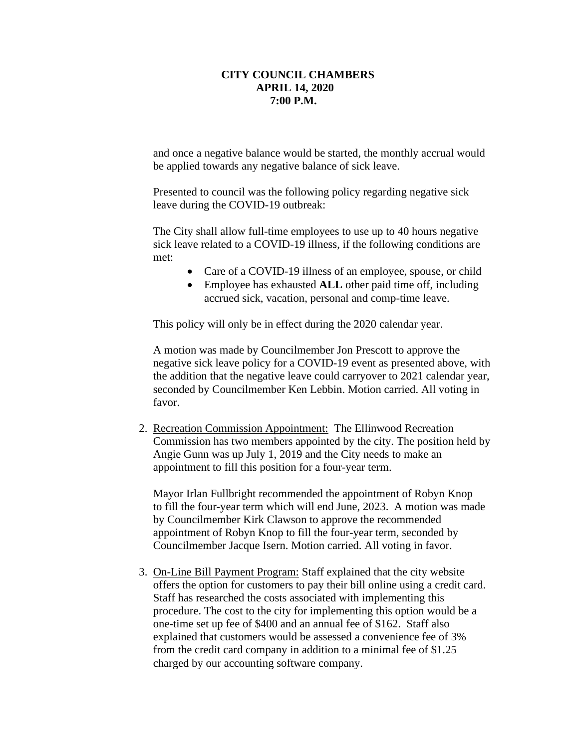**CITY COUNCIL CHAMBERS**
**APRIL 14, 2020**
**7:00 P.M.**

and once a negative balance would be started, the monthly accrual would be applied towards any negative balance of sick leave.

Presented to council was the following policy regarding negative sick leave during the COVID-19 outbreak:

The City shall allow full-time employees to use up to 40 hours negative sick leave related to a COVID-19 illness, if the following conditions are met:

- Care of a COVID-19 illness of an employee, spouse, or child
- Employee has exhausted **ALL** other paid time off, including accrued sick, vacation, personal and comp-time leave.

This policy will only be in effect during the 2020 calendar year.

A motion was made by Councilmember Jon Prescott to approve the negative sick leave policy for a COVID-19 event as presented above, with the addition that the negative leave could carryover to 2021 calendar year, seconded by Councilmember Ken Lebbin. Motion carried. All voting in favor.

2. <u>Recreation Commission Appointment:</u> The Ellinwood Recreation Commission has two members appointed by the city. The position held by Angie Gunn was up July 1, 2019 and the City needs to make an appointment to fill this position for a four-year term.

   Mayor Irlan Fullbright recommended the appointment of Robyn Knop to fill the four-year term which will end June, 2023. A motion was made by Councilmember Kirk Clawson to approve the recommended appointment of Robyn Knop to fill the four-year term, seconded by Councilmember Jacque Isern. Motion carried. All voting in favor.

3. <u>On-Line Bill Payment Program:</u> Staff explained that the city website offers the option for customers to pay their bill online using a credit card. Staff has researched the costs associated with implementing this procedure. The cost to the city for implementing this option would be a one-time set up fee of $400 and an annual fee of $162. Staff also explained that customers would be assessed a convenience fee of 3% from the credit card company in addition to a minimal fee of $1.25 charged by our accounting software company.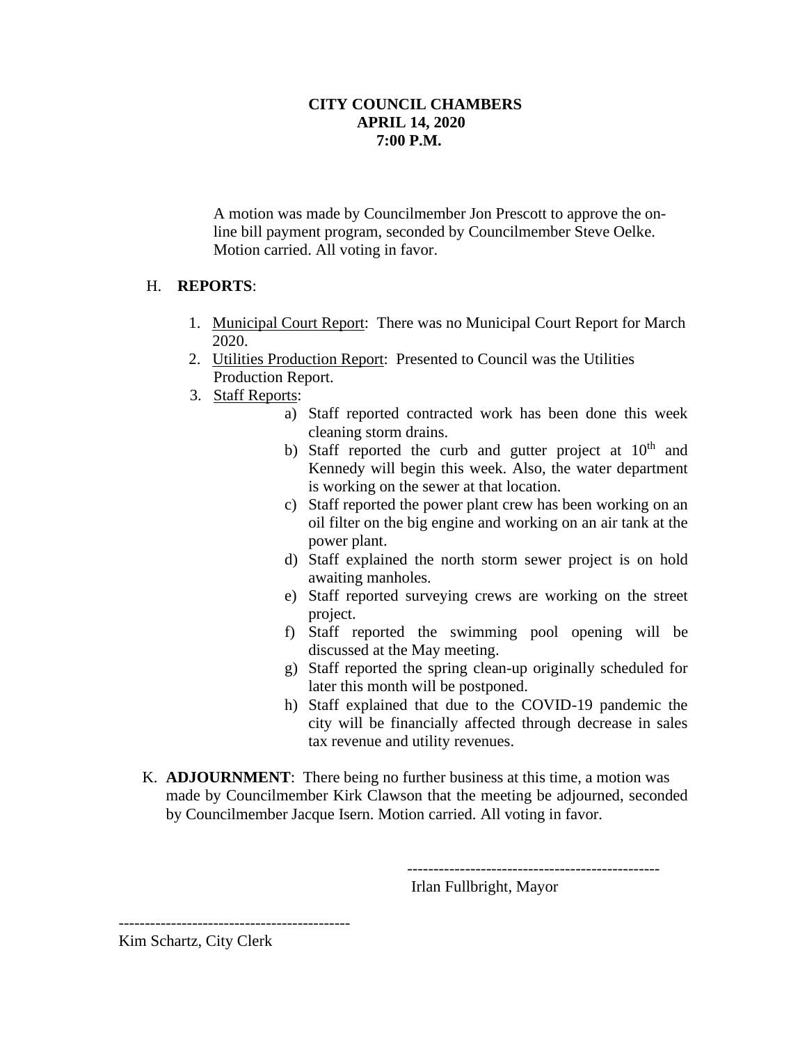**CITY COUNCIL CHAMBERS**
**APRIL 14, 2020**
**7:00 P.M.**

A motion was made by Councilmember Jon Prescott to approve the on-line bill payment program, seconded by Councilmember Steve Oelke. Motion carried. All voting in favor.

H. **REPORTS**:

1. Municipal Court Report: There was no Municipal Court Report for March 2020.
2. Utilities Production Report: Presented to Council was the Utilities Production Report.
3. Staff Reports:
   a) Staff reported contracted work has been done this week cleaning storm drains.
   b) Staff reported the curb and gutter project at 10th and Kennedy will begin this week. Also, the water department is working on the sewer at that location.
   c) Staff reported the power plant crew has been working on an oil filter on the big engine and working on an air tank at the power plant.
   d) Staff explained the north storm sewer project is on hold awaiting manholes.
   e) Staff reported surveying crews are working on the street project.
   f) Staff reported the swimming pool opening will be discussed at the May meeting.
   g) Staff reported the spring clean-up originally scheduled for later this month will be postponed.
   h) Staff explained that due to the COVID-19 pandemic the city will be financially affected through decrease in sales tax revenue and utility revenues.

K. **ADJOURNMENT**: There being no further business at this time, a motion was made by Councilmember Kirk Clawson that the meeting be adjourned, seconded by Councilmember Jacque Isern. Motion carried. All voting in favor.

------------------------------------------------
Irlan Fullbright, Mayor

--------------------------------------------
Kim Schartz, City Clerk